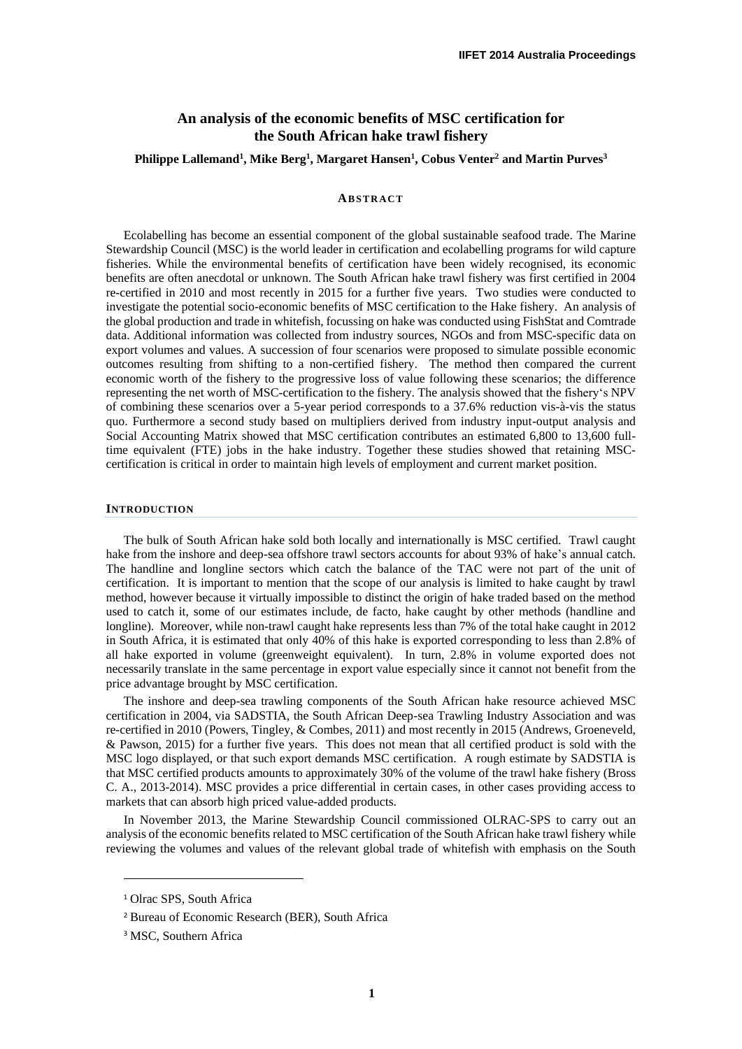# An analysis of the economic benefits of MSC certification for the South African hake trawl fishery

**Philippe Lallemand[1], Mike Berg[1], Margaret Hansen[1], Cobus Venter[2] and Martin Purves[3]**

## ABSTRACT

Ecolabelling has become an essential component of the global sustainable seafood trade. The Marine Stewardship Council (MSC) is the world leader in certification and ecolabelling programs for wild capture fisheries. While the environmental benefits of certification have been widely recognised, its economic benefits are often anecdotal or unknown. The South African hake trawl fishery was first certified in 2004 re-certified in 2010 and most recently in 2015 for a further five years. Two studies were conducted to investigate the potential socio-economic benefits of MSC certification to the Hake fishery. An analysis of the global production and trade in whitefish, focussing on hake was conducted using FishStat and Comtrade data. Additional information was collected from industry sources, NGOs and from MSC-specific data on export volumes and values. A succession of four scenarios were proposed to simulate possible economic outcomes resulting from shifting to a non-certified fishery. The method then compared the current economic worth of the fishery to the progressive loss of value following these scenarios; the difference representing the net worth of MSC-certification to the fishery. The analysis showed that the fishery's NPV of combining these scenarios over a 5-year period corresponds to a 37.6% reduction vis-à-vis the status quo. Furthermore a second study based on multipliers derived from industry input-output analysis and Social Accounting Matrix showed that MSC certification contributes an estimated 6,800 to 13,600 full-time equivalent (FTE) jobs in the hake industry. Together these studies showed that retaining MSC-certification is critical in order to maintain high levels of employment and current market position.

## INTRODUCTION

The bulk of South African hake sold both locally and internationally is MSC certified. Trawl caught hake from the inshore and deep-sea offshore trawl sectors accounts for about 93% of hake's annual catch. The handline and longline sectors which catch the balance of the TAC were not part of the unit of certification. It is important to mention that the scope of our analysis is limited to hake caught by trawl method, however because it virtually impossible to distinct the origin of hake traded based on the method used to catch it, some of our estimates include, de facto, hake caught by other methods (handline and longline). Moreover, while non-trawl caught hake represents less than 7% of the total hake caught in 2012 in South Africa, it is estimated that only 40% of this hake is exported corresponding to less than 2.8% of all hake exported in volume (greenweight equivalent). In turn, 2.8% in volume exported does not necessarily translate in the same percentage in export value especially since it cannot not benefit from the price advantage brought by MSC certification.

The inshore and deep-sea trawling components of the South African hake resource achieved MSC certification in 2004, via SADSTIA, the South African Deep-sea Trawling Industry Association and was re-certified in 2010 (Powers, Tingley, & Combes, 2011) and most recently in 2015 (Andrews, Groeneveld, & Pawson, 2015) for a further five years. This does not mean that all certified product is sold with the MSC logo displayed, or that such export demands MSC certification. A rough estimate by SADSTIA is that MSC certified products amounts to approximately 30% of the volume of the trawl hake fishery (Bross C. A., 2013-2014). MSC provides a price differential in certain cases, in other cases providing access to markets that can absorb high priced value-added products.

In November 2013, the Marine Stewardship Council commissioned OLRAC-SPS to carry out an analysis of the economic benefits related to MSC certification of the South African hake trawl fishery while reviewing the volumes and values of the relevant global trade of whitefish with emphasis on the South

[1] Olrac SPS, South Africa

[2] Bureau of Economic Research (BER), South Africa

[3] MSC, Southern Africa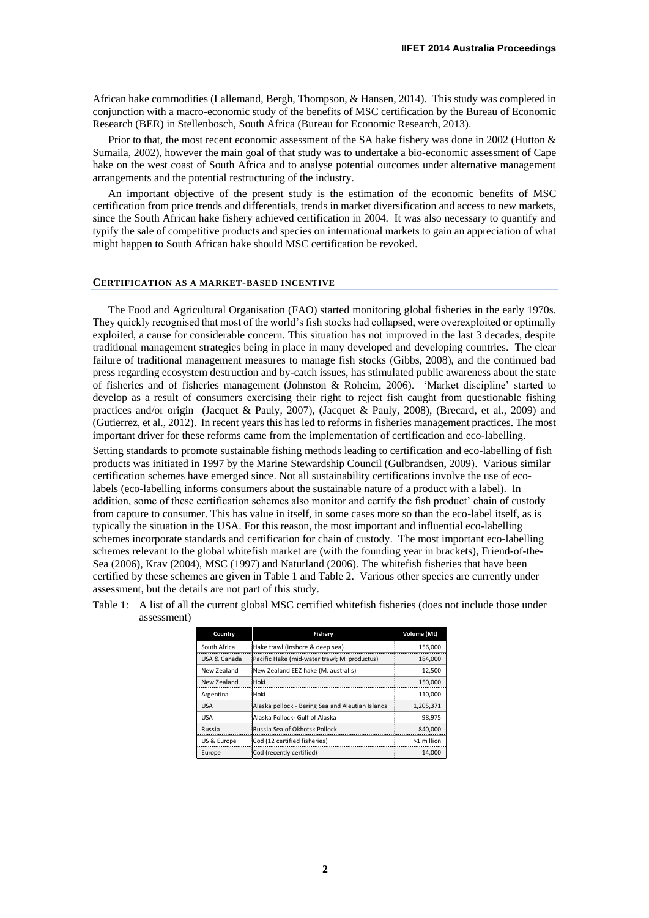African hake commodities (Lallemand, Bergh, Thompson, & Hansen, 2014). This study was completed in conjunction with a macro-economic study of the benefits of MSC certification by the Bureau of Economic Research (BER) in Stellenbosch, South Africa (Bureau for Economic Research, 2013).

Prior to that, the most recent economic assessment of the SA hake fishery was done in 2002 (Hutton & Sumaila, 2002), however the main goal of that study was to undertake a bio-economic assessment of Cape hake on the west coast of South Africa and to analyse potential outcomes under alternative management arrangements and the potential restructuring of the industry.

An important objective of the present study is the estimation of the economic benefits of MSC certification from price trends and differentials, trends in market diversification and access to new markets, since the South African hake fishery achieved certification in 2004. It was also necessary to quantify and typify the sale of competitive products and species on international markets to gain an appreciation of what might happen to South African hake should MSC certification be revoked.

## CERTIFICATION AS A MARKET-BASED INCENTIVE

The Food and Agricultural Organisation (FAO) started monitoring global fisheries in the early 1970s. They quickly recognised that most of the world's fish stocks had collapsed, were overexploited or optimally exploited, a cause for considerable concern. This situation has not improved in the last 3 decades, despite traditional management strategies being in place in many developed and developing countries. The clear failure of traditional management measures to manage fish stocks (Gibbs, 2008), and the continued bad press regarding ecosystem destruction and by-catch issues, has stimulated public awareness about the state of fisheries and of fisheries management (Johnston & Roheim, 2006). 'Market discipline' started to develop as a result of consumers exercising their right to reject fish caught from questionable fishing practices and/or origin (Jacquet & Pauly, 2007), (Jacquet & Pauly, 2008), (Brecard, et al., 2009) and (Gutierrez, et al., 2012). In recent years this has led to reforms in fisheries management practices. The most important driver for these reforms came from the implementation of certification and eco-labelling.

Setting standards to promote sustainable fishing methods leading to certification and eco-labelling of fish products was initiated in 1997 by the Marine Stewardship Council (Gulbrandsen, 2009). Various similar certification schemes have emerged since. Not all sustainability certifications involve the use of eco-labels (eco-labelling informs consumers about the sustainable nature of a product with a label). In addition, some of these certification schemes also monitor and certify the fish product' chain of custody from capture to consumer. This has value in itself, in some cases more so than the eco-label itself, as is typically the situation in the USA. For this reason, the most important and influential eco-labelling schemes incorporate standards and certification for chain of custody. The most important eco-labelling schemes relevant to the global whitefish market are (with the founding year in brackets), Friend-of-the-Sea (2006), Krav (2004), MSC (1997) and Naturland (2006). The whitefish fisheries that have been certified by these schemes are given in Table 1 and Table 2. Various other species are currently under assessment, but the details are not part of this study.

Table 1: A list of all the current global MSC certified whitefish fisheries (does not include those under assessment)

| Country | Fishery | Volume (Mt) |
|---|---|---|
| South Africa | Hake trawl (inshore & deep sea) | 156,000 |
| USA & Canada | Pacific Hake (mid-water trawl; M. productus) | 184,000 |
| New Zealand | New Zealand EEZ hake (M. australis) | 12,500 |
| New Zealand | Hoki | 150,000 |
| Argentina | Hoki | 110,000 |
| USA | Alaska pollock - Bering Sea and Aleutian Islands | 1,205,371 |
| USA | Alaska Pollock- Gulf of Alaska | 98,975 |
| Russia | Russia Sea of Okhotsk Pollock | 840,000 |
| US & Europe | Cod (12 certified fisheries) | >1 million |
| Europe | Cod (recently certified) | 14,000 |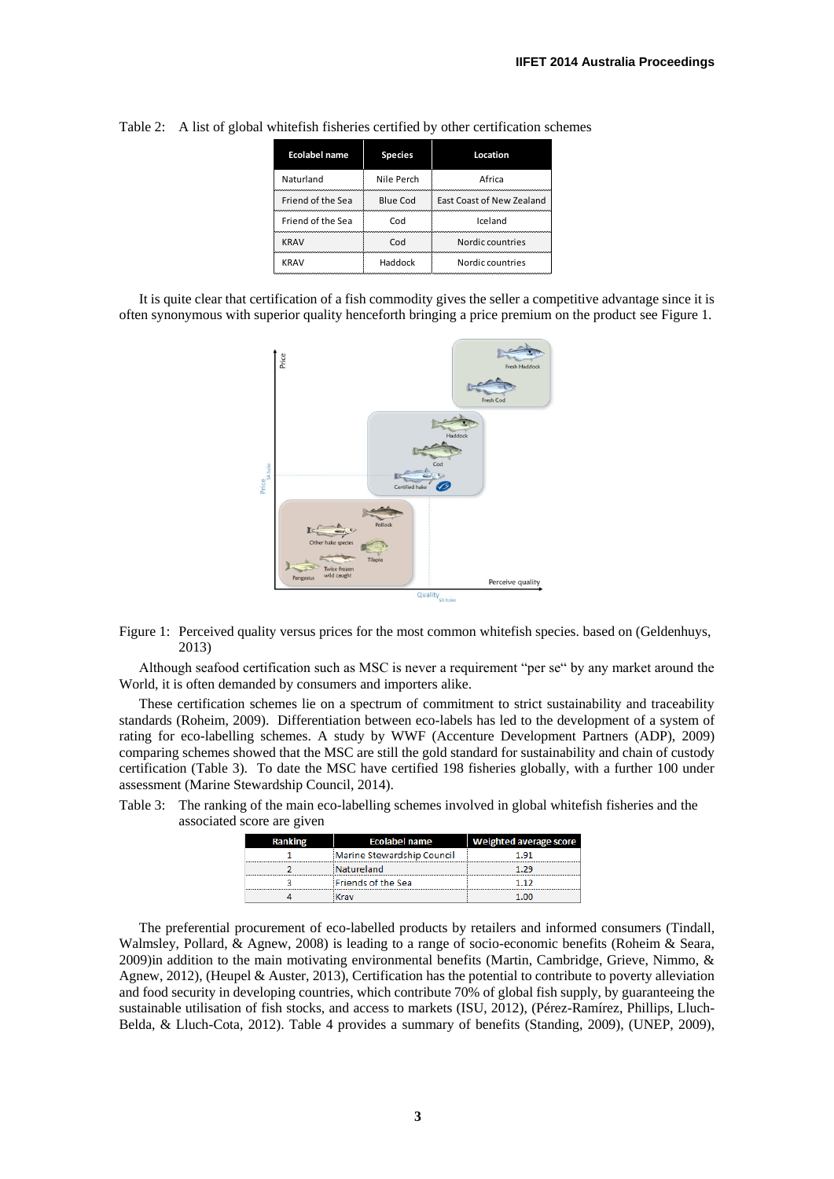Table 2: A list of global whitefish fisheries certified by other certification schemes

| Ecolabel name | Species | Location |
|---|---|---|
| Naturland | Nile Perch | Africa |
| Friend of the Sea | Blue Cod | East Coast of New Zealand |
| Friend of the Sea | Cod | Iceland |
| KRAV | Cod | Nordic countries |
| KRAV | Haddock | Nordic countries |

It is quite clear that certification of a fish commodity gives the seller a competitive advantage since it is often synonymous with superior quality henceforth bringing a price premium on the product see Figure 1.

Figure 1: Perceived quality versus prices for the most common whitefish species. based on (Geldenhuys, 2013)

Although seafood certification such as MSC is never a requirement "per se" by any market around the World, it is often demanded by consumers and importers alike.

These certification schemes lie on a spectrum of commitment to strict sustainability and traceability standards (Roheim, 2009). Differentiation between eco-labels has led to the development of a system of rating for eco-labelling schemes. A study by WWF (Accenture Development Partners (ADP), 2009) comparing schemes showed that the MSC are still the gold standard for sustainability and chain of custody certification (Table 3). To date the MSC have certified 198 fisheries globally, with a further 100 under assessment (Marine Stewardship Council, 2014).

Table 3: The ranking of the main eco-labelling schemes involved in global whitefish fisheries and the associated score are given

| Ranking | Ecolabel name | Weighted average score |
|---|---|---|
| 1 | Marine Stewardship Council | 1.91 |
| 2 | Natureland | 1.29 |
| 3 | Friends of the Sea | 1.12 |
| 4 | Krav | 1.00 |

The preferential procurement of eco-labelled products by retailers and informed consumers (Tindall, Walmsley, Pollard, & Agnew, 2008) is leading to a range of socio-economic benefits (Roheim & Seara, 2009)in addition to the main motivating environmental benefits (Martin, Cambridge, Grieve, Nimmo, & Agnew, 2012), (Heupel & Auster, 2013), Certification has the potential to contribute to poverty alleviation and food security in developing countries, which contribute 70% of global fish supply, by guaranteeing the sustainable utilisation of fish stocks, and access to markets (ISU, 2012), (Pérez-Ramírez, Phillips, Lluch-Belda, & Lluch-Cota, 2012). Table 4 provides a summary of benefits (Standing, 2009), (UNEP, 2009),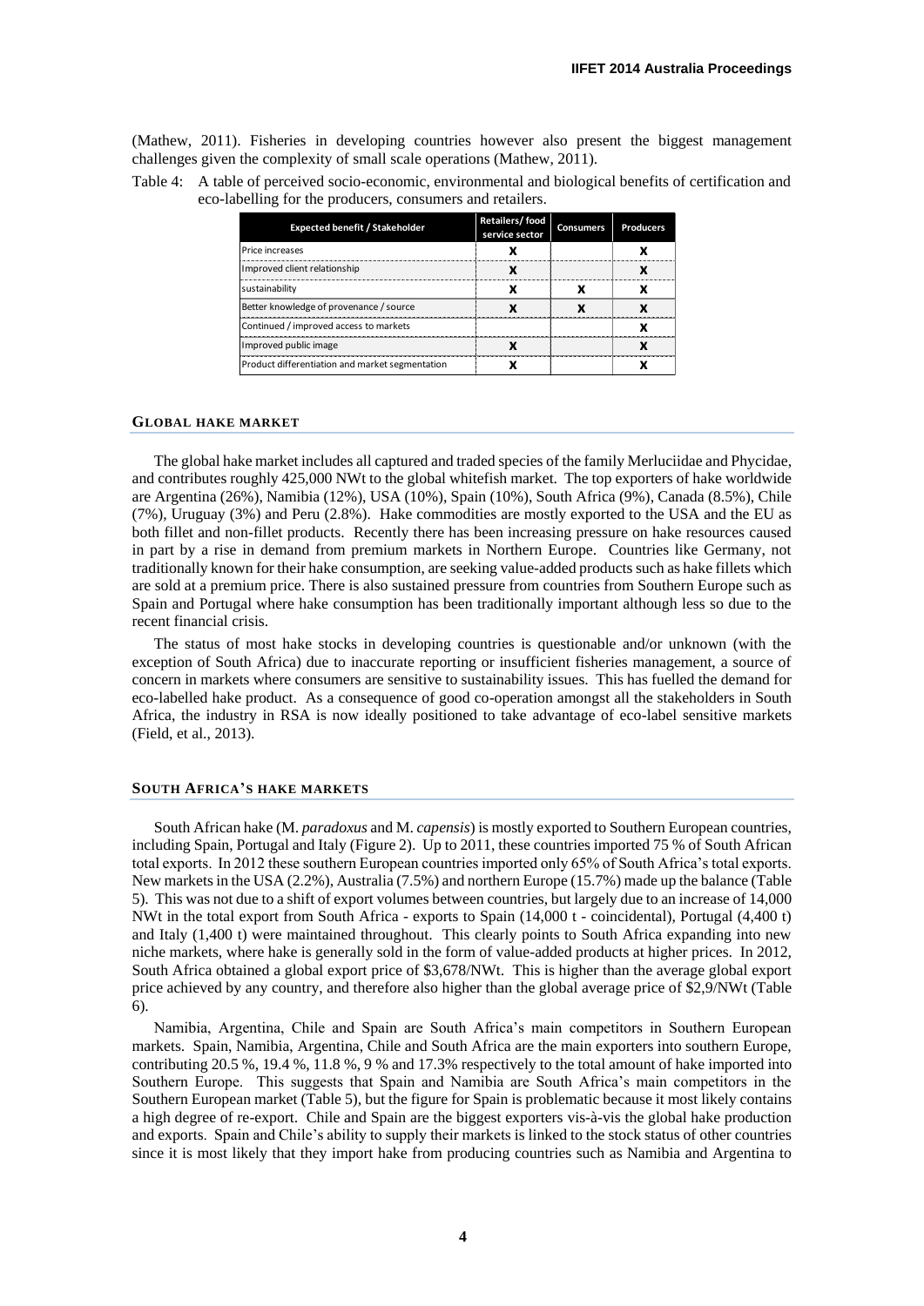(Mathew, 2011). Fisheries in developing countries however also present the biggest management challenges given the complexity of small scale operations (Mathew, 2011).

Table 4: A table of perceived socio-economic, environmental and biological benefits of certification and eco-labelling for the producers, consumers and retailers.

| Expected benefit / Stakeholder | Retailers/ food service sector | Consumers | Producers |
|---|---|---|---|
| Price increases | X | | X |
| Improved client relationship | X | | X |
| sustainability | X | X | X |
| Better knowledge of provenance / source | X | X | X |
| Continued / improved access to markets | | | X |
| Improved public image | X | | X |
| Product differentiation and market segmentation | X | | X |

## Global hake market

The global hake market includes all captured and traded species of the family Merluciidae and Phycidae, and contributes roughly 425,000 NWt to the global whitefish market. The top exporters of hake worldwide are Argentina (26%), Namibia (12%), USA (10%), Spain (10%), South Africa (9%), Canada (8.5%), Chile (7%), Uruguay (3%) and Peru (2.8%). Hake commodities are mostly exported to the USA and the EU as both fillet and non-fillet products. Recently there has been increasing pressure on hake resources caused in part by a rise in demand from premium markets in Northern Europe. Countries like Germany, not traditionally known for their hake consumption, are seeking value-added products such as hake fillets which are sold at a premium price. There is also sustained pressure from countries from Southern Europe such as Spain and Portugal where hake consumption has been traditionally important although less so due to the recent financial crisis.

The status of most hake stocks in developing countries is questionable and/or unknown (with the exception of South Africa) due to inaccurate reporting or insufficient fisheries management, a source of concern in markets where consumers are sensitive to sustainability issues. This has fuelled the demand for eco-labelled hake product. As a consequence of good co-operation amongst all the stakeholders in South Africa, the industry in RSA is now ideally positioned to take advantage of eco-label sensitive markets (Field, et al., 2013).

## South Africa's hake markets

South African hake (M. *paradoxus* and M. *capensis*) is mostly exported to Southern European countries, including Spain, Portugal and Italy (Figure 2). Up to 2011, these countries imported 75 % of South African total exports. In 2012 these southern European countries imported only 65% of South Africa's total exports. New markets in the USA (2.2%), Australia (7.5%) and northern Europe (15.7%) made up the balance (Table 5). This was not due to a shift of export volumes between countries, but largely due to an increase of 14,000 NWt in the total export from South Africa - exports to Spain (14,000 t - coincidental), Portugal (4,400 t) and Italy (1,400 t) were maintained throughout. This clearly points to South Africa expanding into new niche markets, where hake is generally sold in the form of value-added products at higher prices. In 2012, South Africa obtained a global export price of $3,678/NWt. This is higher than the average global export price achieved by any country, and therefore also higher than the global average price of $2,9/NWt (Table 6).

Namibia, Argentina, Chile and Spain are South Africa's main competitors in Southern European markets. Spain, Namibia, Argentina, Chile and South Africa are the main exporters into southern Europe, contributing 20.5 %, 19.4 %, 11.8 %, 9 % and 17.3% respectively to the total amount of hake imported into Southern Europe. This suggests that Spain and Namibia are South Africa's main competitors in the Southern European market (Table 5), but the figure for Spain is problematic because it most likely contains a high degree of re-export. Chile and Spain are the biggest exporters vis-à-vis the global hake production and exports. Spain and Chile's ability to supply their markets is linked to the stock status of other countries since it is most likely that they import hake from producing countries such as Namibia and Argentina to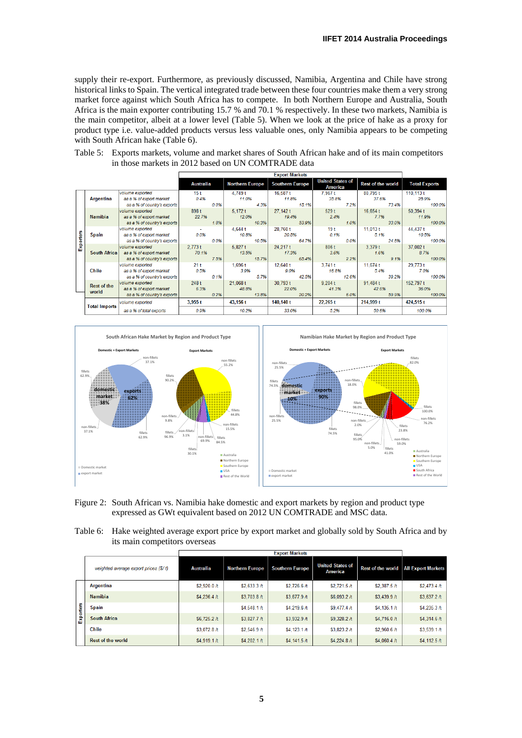supply their re-export. Furthermore, as previously discussed, Namibia, Argentina and Chile have strong historical links to Spain. The vertical integrated trade between these four countries make them a very strong market force against which South Africa has to compete. In both Northern Europe and Australia, South Africa is the main exporter contributing 15.7 % and 70.1 % respectively. In these two markets, Namibia is the main competitor, albeit at a lower level (Table 5). When we look at the price of hake as a proxy for product type i.e. value-added products versus less valuable ones, only Namibia appears to be competing with South African hake (Table 6).

Table 5: Exports markets, volume and market shares of South African hake and of its main competitors in those markets in 2012 based on UN COMTRADE data

| | | | Export Markets | | | | | |
|---|---|---|---|---|---|---|---|---|
| | | | Australia | Northern Europe | Southern Europe | United States of America | Rest of the world | Total Exports |
| Exporters | Argentina | volume exported | 15 t | 4,749 t | 16,587 t | 7,967 t | 80,795 t | 110,113 t |
| | | as a % of export market | 0.4% | 11.0% | 11.8% | 35.8% | 37.6% | 25.9% |
| | | as a % of country's exports | 0.0% | 4.3% | 15.1% | 7.2% | 73.4% | 100.0% |
| | Namibia | volume exported | 898 t | 5,172 t | 27,142 t | 529 t | 16,654 t | 50,394 t |
| | | as a % of export market | 22.7% | 12.0% | 19.4% | 2.4% | 7.7% | 11.9% |
| | | as a % of country's exports | 1.8% | 10.3% | 53.9% | 1.0% | 33.0% | 100.0% |
| | Spain | volume exported | - | 4,644 t | 28,760 t | 19 t | 11,013 t | 44,437 t |
| | | as a % of export market | 0.0% | 10.8% | 20.5% | 0.1% | 5.1% | 10.5% |
| | | as a % of country's exports | 0.0% | 10.5% | 64.7% | 0.0% | 24.8% | 100.0% |
| | South Africa | volume exported | 2,773 t | 5,827 t | 24,217 t | 806 t | 3,379 t | 37,002 t |
| | | as a % of export market | 70.1% | 13.5% | 17.3% | 3.6% | 1.6% | 8.7% |
| | | as a % of country's exports | 7.5% | 15.7% | 65.4% | 2.2% | 9.1% | 100.0% |
| | Chile | volume exported | 21 t | 1,696 t | 12,640 t | 3,741 t | 11,674 t | 29,773 t |
| | | as a % of export market | 0.5% | 3.9% | 9.0% | 16.8% | 5.4% | 7.0% |
| | | as a % of country's exports | 0.1% | 5.7% | 42.5% | 12.6% | 39.2% | 100.0% |
| | Rest of the world | volume exported | 248 t | 21,068 t | 30,793 t | 9,204 t | 91,484 t | 152,797 t |
| | | as a % of export market | 6.3% | 48.8% | 22.0% | 41.3% | 42.6% | 36.0% |
| | | as a % of country's exports | 0.2% | 13.8% | 20.2% | 6.0% | 59.9% | 100.0% |
| Total Imports | | volume exported | 3,955 t | 43,156 t | 140,140 t | 22,265 t | 214,999 t | 424,515 t |
| | | as a % of total exports | 0.9% | 10.2% | 33.0% | 5.2% | 50.6% | 100.0% |

Figure 2: South African vs. Namibia hake domestic and export markets by region and product type expressed as GWt equivalent based on 2012 UN COMTRADE and MSC data.

Table 6: Hake weighted average export price by export market and globally sold by South Africa and by its main competitors overseas

| | weighted average export prices ($/ t) | Export Markets | | | | | |
|---|---|---|---|---|---|---|---|
| | | Australia | Northern Europe | Southern Europe | United States of America | Rest of the world | All Export Markets |
| Exporters | Argentina | $2,920.0 /t | $2,633.3 /t | $2,726.6 /t | $2,721.5 /t | $2,387.5 /t | $2,473.4 /t |
| | Namibia | $4,236.4 /t | $3,703.8 /t | $3,677.9 /t | $6,093.2 /t | $3,439.9 /t | $3,637.2 /t |
| | Spain | | $4,548.1 /t | $4,219.6 /t | $9,477.4 /t | $4,136.1 /t | $4,235.3 /t |
| | South Africa | $6,725.2 /t | $3,827.7 /t | $3,932.9 /t | $9,328.2 /t | $4,716.0 /t | $4,314.6 /t |
| | Chile | $3,072.8 /t | $2,546.9 /t | $4,123.1 /t | $3,823.2 /t | $2,960.6 /t | $3,539.1 /t |
| | Rest of the world | $4,919.1 /t | $4,202.1 /t | $4,141.5 /t | $4,224.8 /t | $4,060.4 /t | $4,112.5 /t |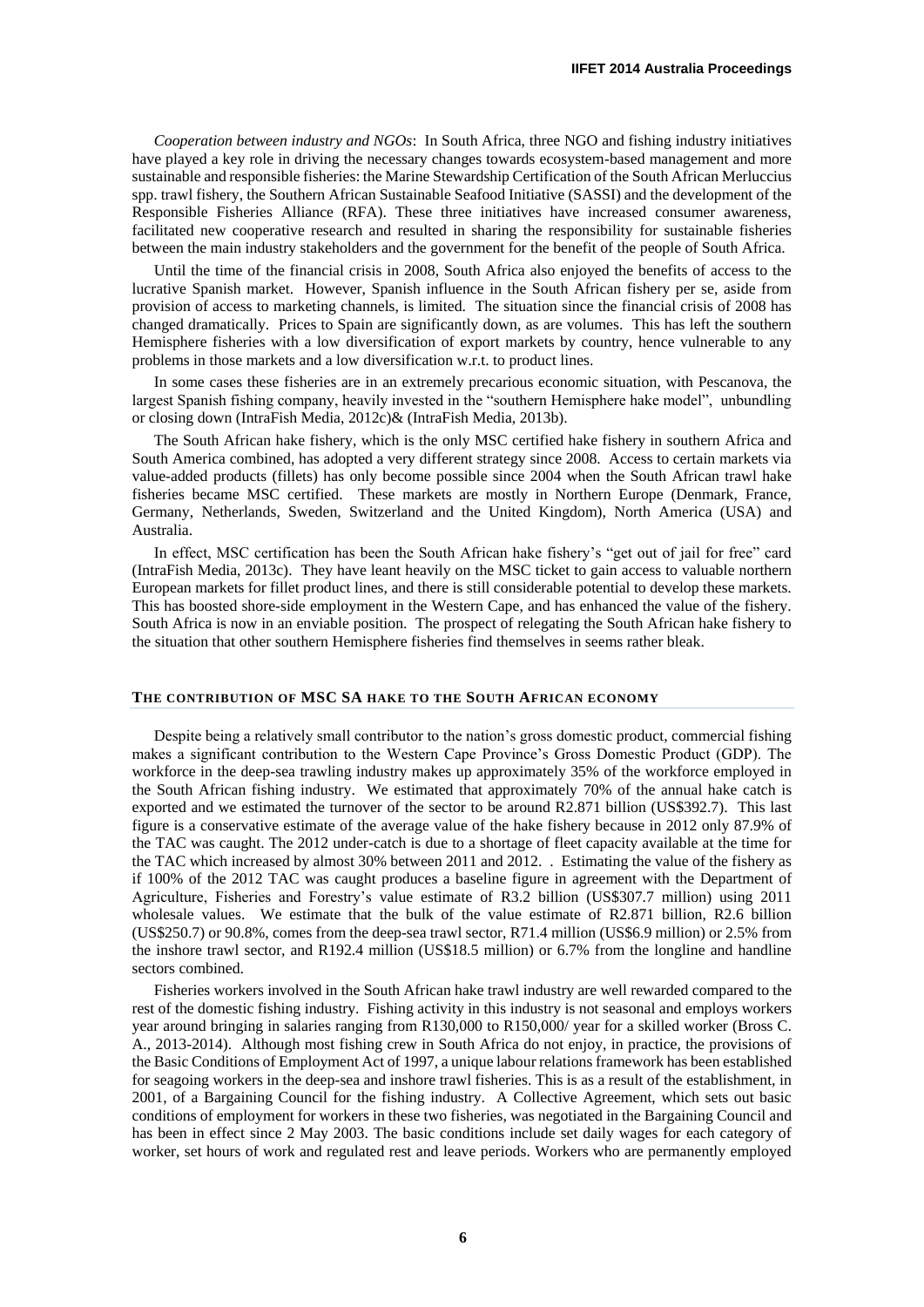*Cooperation between industry and NGOs*: In South Africa, three NGO and fishing industry initiatives have played a key role in driving the necessary changes towards ecosystem-based management and more sustainable and responsible fisheries: the Marine Stewardship Certification of the South African Merluccius spp. trawl fishery, the Southern African Sustainable Seafood Initiative (SASSI) and the development of the Responsible Fisheries Alliance (RFA). These three initiatives have increased consumer awareness, facilitated new cooperative research and resulted in sharing the responsibility for sustainable fisheries between the main industry stakeholders and the government for the benefit of the people of South Africa.

Until the time of the financial crisis in 2008, South Africa also enjoyed the benefits of access to the lucrative Spanish market. However, Spanish influence in the South African fishery per se, aside from provision of access to marketing channels, is limited. The situation since the financial crisis of 2008 has changed dramatically. Prices to Spain are significantly down, as are volumes. This has left the southern Hemisphere fisheries with a low diversification of export markets by country, hence vulnerable to any problems in those markets and a low diversification w.r.t. to product lines.

In some cases these fisheries are in an extremely precarious economic situation, with Pescanova, the largest Spanish fishing company, heavily invested in the "southern Hemisphere hake model", unbundling or closing down (IntraFish Media, 2012c)& (IntraFish Media, 2013b).

The South African hake fishery, which is the only MSC certified hake fishery in southern Africa and South America combined, has adopted a very different strategy since 2008. Access to certain markets via value-added products (fillets) has only become possible since 2004 when the South African trawl hake fisheries became MSC certified. These markets are mostly in Northern Europe (Denmark, France, Germany, Netherlands, Sweden, Switzerland and the United Kingdom), North America (USA) and Australia.

In effect, MSC certification has been the South African hake fishery's "get out of jail for free" card (IntraFish Media, 2013c). They have leant heavily on the MSC ticket to gain access to valuable northern European markets for fillet product lines, and there is still considerable potential to develop these markets. This has boosted shore-side employment in the Western Cape, and has enhanced the value of the fishery. South Africa is now in an enviable position. The prospect of relegating the South African hake fishery to the situation that other southern Hemisphere fisheries find themselves in seems rather bleak.

## THE CONTRIBUTION OF MSC SA HAKE TO THE SOUTH AFRICAN ECONOMY

Despite being a relatively small contributor to the nation's gross domestic product, commercial fishing makes a significant contribution to the Western Cape Province's Gross Domestic Product (GDP). The workforce in the deep-sea trawling industry makes up approximately 35% of the workforce employed in the South African fishing industry. We estimated that approximately 70% of the annual hake catch is exported and we estimated the turnover of the sector to be around R2.871 billion (US$392.7). This last figure is a conservative estimate of the average value of the hake fishery because in 2012 only 87.9% of the TAC was caught. The 2012 under-catch is due to a shortage of fleet capacity available at the time for the TAC which increased by almost 30% between 2011 and 2012. . Estimating the value of the fishery as if 100% of the 2012 TAC was caught produces a baseline figure in agreement with the Department of Agriculture, Fisheries and Forestry's value estimate of R3.2 billion (US$307.7 million) using 2011 wholesale values. We estimate that the bulk of the value estimate of R2.871 billion, R2.6 billion (US$250.7) or 90.8%, comes from the deep-sea trawl sector, R71.4 million (US$6.9 million) or 2.5% from the inshore trawl sector, and R192.4 million (US$18.5 million) or 6.7% from the longline and handline sectors combined.

Fisheries workers involved in the South African hake trawl industry are well rewarded compared to the rest of the domestic fishing industry. Fishing activity in this industry is not seasonal and employs workers year around bringing in salaries ranging from R130,000 to R150,000/ year for a skilled worker (Bross C. A., 2013-2014). Although most fishing crew in South Africa do not enjoy, in practice, the provisions of the Basic Conditions of Employment Act of 1997, a unique labour relations framework has been established for seagoing workers in the deep-sea and inshore trawl fisheries. This is as a result of the establishment, in 2001, of a Bargaining Council for the fishing industry. A Collective Agreement, which sets out basic conditions of employment for workers in these two fisheries, was negotiated in the Bargaining Council and has been in effect since 2 May 2003. The basic conditions include set daily wages for each category of worker, set hours of work and regulated rest and leave periods. Workers who are permanently employed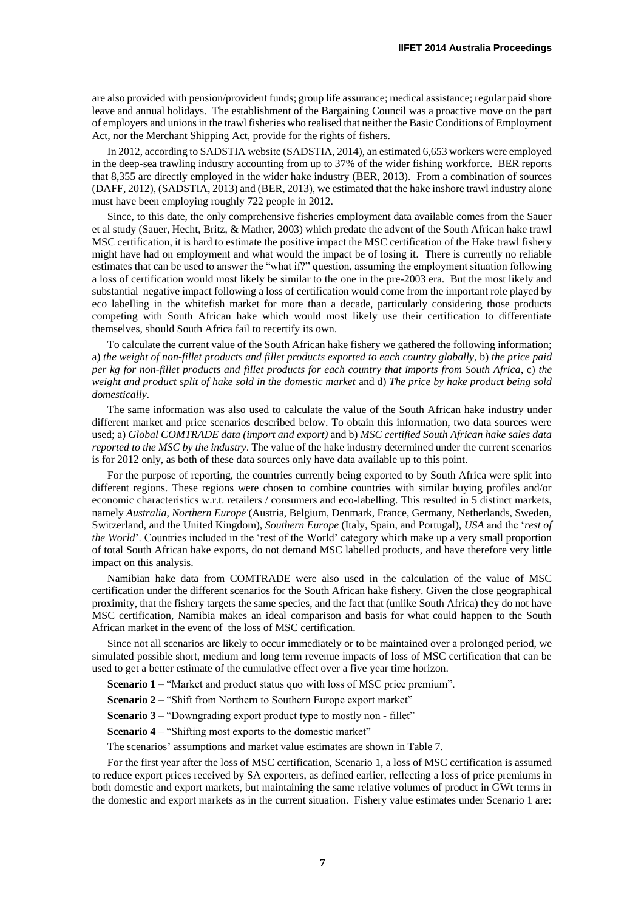are also provided with pension/provident funds; group life assurance; medical assistance; regular paid shore leave and annual holidays. The establishment of the Bargaining Council was a proactive move on the part of employers and unions in the trawl fisheries who realised that neither the Basic Conditions of Employment Act, nor the Merchant Shipping Act, provide for the rights of fishers.

In 2012, according to SADSTIA website (SADSTIA, 2014), an estimated 6,653 workers were employed in the deep-sea trawling industry accounting from up to 37% of the wider fishing workforce. BER reports that 8,355 are directly employed in the wider hake industry (BER, 2013). From a combination of sources (DAFF, 2012), (SADSTIA, 2013) and (BER, 2013), we estimated that the hake inshore trawl industry alone must have been employing roughly 722 people in 2012.

Since, to this date, the only comprehensive fisheries employment data available comes from the Sauer et al study (Sauer, Hecht, Britz, & Mather, 2003) which predate the advent of the South African hake trawl MSC certification, it is hard to estimate the positive impact the MSC certification of the Hake trawl fishery might have had on employment and what would the impact be of losing it. There is currently no reliable estimates that can be used to answer the "what if?" question, assuming the employment situation following a loss of certification would most likely be similar to the one in the pre-2003 era. But the most likely and substantial negative impact following a loss of certification would come from the important role played by eco labelling in the whitefish market for more than a decade, particularly considering those products competing with South African hake which would most likely use their certification to differentiate themselves, should South Africa fail to recertify its own.

To calculate the current value of the South African hake fishery we gathered the following information; a) *the weight of non-fillet products and fillet products exported to each country globally*, b) *the price paid per kg for non-fillet products and fillet products for each country that imports from South Africa*, c) *the weight and product split of hake sold in the domestic market* and d) *The price by hake product being sold domestically*.

The same information was also used to calculate the value of the South African hake industry under different market and price scenarios described below. To obtain this information, two data sources were used; a) *Global COMTRADE data (import and export)* and b) *MSC certified South African hake sales data reported to the MSC by the industry*. The value of the hake industry determined under the current scenarios is for 2012 only, as both of these data sources only have data available up to this point.

For the purpose of reporting, the countries currently being exported to by South Africa were split into different regions. These regions were chosen to combine countries with similar buying profiles and/or economic characteristics w.r.t. retailers / consumers and eco-labelling. This resulted in 5 distinct markets, namely *Australia*, *Northern Europe* (Austria, Belgium, Denmark, France, Germany, Netherlands, Sweden, Switzerland, and the United Kingdom), *Southern Europe* (Italy, Spain, and Portugal), *USA* and the '*rest of the World*'. Countries included in the 'rest of the World' category which make up a very small proportion of total South African hake exports, do not demand MSC labelled products, and have therefore very little impact on this analysis.

Namibian hake data from COMTRADE were also used in the calculation of the value of MSC certification under the different scenarios for the South African hake fishery. Given the close geographical proximity, that the fishery targets the same species, and the fact that (unlike South Africa) they do not have MSC certification, Namibia makes an ideal comparison and basis for what could happen to the South African market in the event of the loss of MSC certification.

Since not all scenarios are likely to occur immediately or to be maintained over a prolonged period, we simulated possible short, medium and long term revenue impacts of loss of MSC certification that can be used to get a better estimate of the cumulative effect over a five year time horizon.

**Scenario 1** – "Market and product status quo with loss of MSC price premium".

**Scenario 2** – "Shift from Northern to Southern Europe export market"

**Scenario 3** – "Downgrading export product type to mostly non - fillet"

**Scenario 4** – "Shifting most exports to the domestic market"

The scenarios' assumptions and market value estimates are shown in Table 7.

For the first year after the loss of MSC certification, Scenario 1, a loss of MSC certification is assumed to reduce export prices received by SA exporters, as defined earlier, reflecting a loss of price premiums in both domestic and export markets, but maintaining the same relative volumes of product in GWt terms in the domestic and export markets as in the current situation. Fishery value estimates under Scenario 1 are: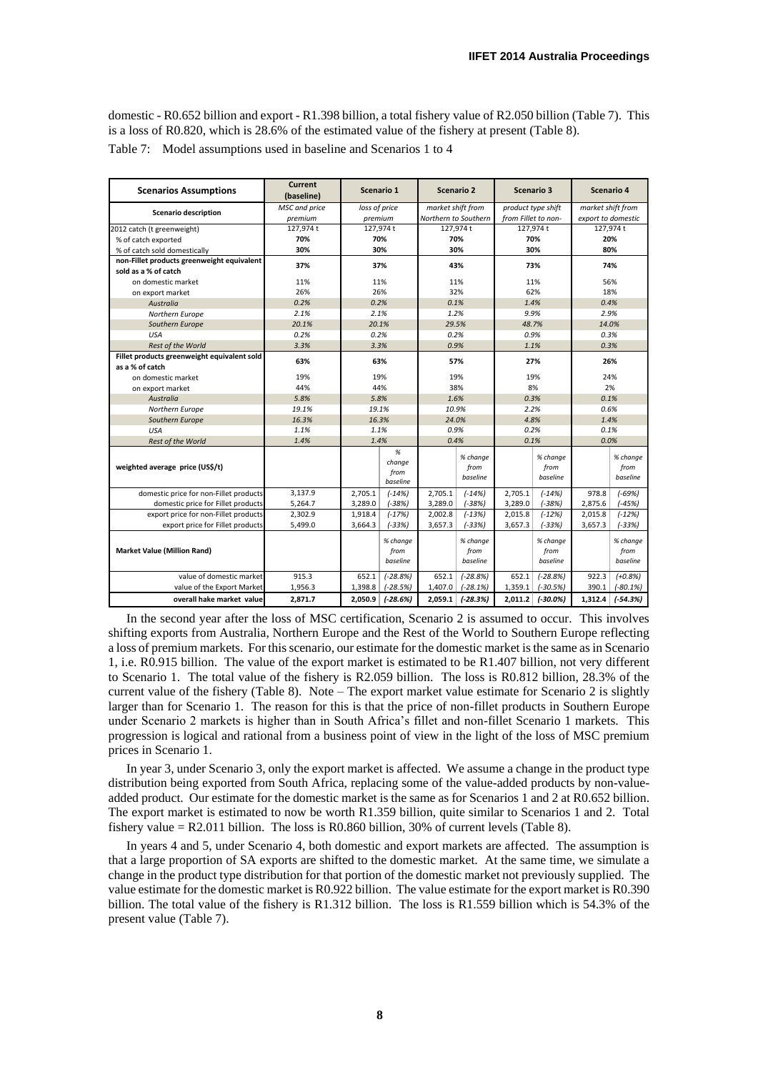domestic - R0.652 billion and export - R1.398 billion, a total fishery value of R2.050 billion (Table 7). This is a loss of R0.820, which is 28.6% of the estimated value of the fishery at present (Table 8).

Table 7: Model assumptions used in baseline and Scenarios 1 to 4

| Scenarios Assumptions | Current (baseline) | Scenario 1 | | Scenario 2 | | Scenario 3 | | Scenario 4 | |
|---|---|---|---|---|---|---|---|---|---|
| Scenario description | *MSC and price premium* | *loss of price premium* | | *market shift from Northern to Southern* | | *product type shift from Fillet to non-* | | *market shift from export to domestic* | |
| 2012 catch (t greenweight) | 127,974 t | 127,974 t | | 127,974 t | | 127,974 t | | 127,974 t | |
| % of catch exported | **70%** | **70%** | | **70%** | | **70%** | | **20%** | |
| % of catch sold domestically | **30%** | **30%** | | **30%** | | **30%** | | **80%** | |
| **non-Fillet products greenweight equivalent sold as a % of catch** | **37%** | **37%** | | **43%** | | **73%** | | **74%** | |
| on domestic market | 11% | 11% | | 11% | | 11% | | 56% | |
| on export market | 26% | 26% | | 32% | | 62% | | 18% | |
| *Australia* | *0.2%* | *0.2%* | | *0.1%* | | *1.4%* | | *0.4%* | |
| *Northern Europe* | *2.1%* | *2.1%* | | *1.2%* | | *9.9%* | | *2.9%* | |
| *Southern Europe* | *20.1%* | *20.1%* | | *29.5%* | | *48.7%* | | *14.0%* | |
| *USA* | *0.2%* | *0.2%* | | *0.2%* | | *0.9%* | | *0.3%* | |
| *Rest of the World* | *3.3%* | *3.3%* | | *0.9%* | | *1.1%* | | *0.3%* | |
| **Fillet products greenweight equivalent sold as a % of catch** | **63%** | **63%** | | **57%** | | **27%** | | **26%** | |
| on domestic market | 19% | 19% | | 19% | | 19% | | 24% | |
| on export market | 44% | 44% | | 38% | | 8% | | 2% | |
| *Australia* | *5.8%* | *5.8%* | | *1.6%* | | *0.3%* | | *0.1%* | |
| *Northern Europe* | *19.1%* | *19.1%* | | *10.9%* | | *2.2%* | | *0.6%* | |
| *Southern Europe* | *16.3%* | *16.3%* | | *24.0%* | | *4.8%* | | *1.4%* | |
| *USA* | *1.1%* | *1.1%* | | *0.9%* | | *0.2%* | | *0.1%* | |
| *Rest of the World* | *1.4%* | *1.4%* | | *0.4%* | | *0.1%* | | *0.0%* | |
| **weighted average price (US$/t)** | | | *% change from baseline* | | *% change from baseline* | | *% change from baseline* | | *% change from baseline* |
| domestic price for non-Fillet products | 3,137.9 | 2,705.1 | *(-14%)* | 2,705.1 | *(-14%)* | 2,705.1 | *(-14%)* | 978.8 | *(-69%)* |
| domestic price for Fillet products | 5,264.7 | 3,289.0 | *(-38%)* | 3,289.0 | *(-38%)* | 3,289.0 | *(-38%)* | 2,875.6 | *(-45%)* |
| export price for non-Fillet products | 2,302.9 | 1,918.4 | *(-17%)* | 2,002.8 | *(-13%)* | 2,015.8 | *(-12%)* | 2,015.8 | *(-12%)* |
| export price for Fillet products | 5,499.0 | 3,664.3 | *(-33%)* | 3,657.3 | *(-33%)* | 3,657.3 | *(-33%)* | 3,657.3 | *(-33%)* |
| **Market Value (Million Rand)** | | | *% change from baseline* | | *% change from baseline* | | *% change from baseline* | | *% change from baseline* |
| value of domestic market | 915.3 | 652.1 | *(-28.8%)* | 652.1 | *(-28.8%)* | 652.1 | *(-28.8%)* | 922.3 | *(+0.8%)* |
| value of the Export Market | 1,956.3 | 1,398.8 | *(-28.5%)* | 1,407.0 | *(-28.1%)* | 1,359.1 | *(-30.5%)* | 390.1 | *(-80.1%)* |
| **overall hake market value** | **2,871.7** | **2,050.9** | ***(-28.6%)*** | **2,059.1** | ***(-28.3%)*** | **2,011.2** | ***(-30.0%)*** | **1,312.4** | ***(-54.3%)*** |

In the second year after the loss of MSC certification, Scenario 2 is assumed to occur. This involves shifting exports from Australia, Northern Europe and the Rest of the World to Southern Europe reflecting a loss of premium markets. For this scenario, our estimate for the domestic market is the same as in Scenario 1, i.e. R0.915 billion. The value of the export market is estimated to be R1.407 billion, not very different to Scenario 1. The total value of the fishery is R2.059 billion. The loss is R0.812 billion, 28.3% of the current value of the fishery (Table 8). Note – The export market value estimate for Scenario 2 is slightly larger than for Scenario 1. The reason for this is that the price of non-fillet products in Southern Europe under Scenario 2 markets is higher than in South Africa's fillet and non-fillet Scenario 1 markets. This progression is logical and rational from a business point of view in the light of the loss of MSC premium prices in Scenario 1.

In year 3, under Scenario 3, only the export market is affected. We assume a change in the product type distribution being exported from South Africa, replacing some of the value-added products by non-value-added product. Our estimate for the domestic market is the same as for Scenarios 1 and 2 at R0.652 billion. The export market is estimated to now be worth R1.359 billion, quite similar to Scenarios 1 and 2. Total fishery value = R2.011 billion. The loss is R0.860 billion, 30% of current levels (Table 8).

In years 4 and 5, under Scenario 4, both domestic and export markets are affected. The assumption is that a large proportion of SA exports are shifted to the domestic market. At the same time, we simulate a change in the product type distribution for that portion of the domestic market not previously supplied. The value estimate for the domestic market is R0.922 billion. The value estimate for the export market is R0.390 billion. The total value of the fishery is R1.312 billion. The loss is R1.559 billion which is 54.3% of the present value (Table 7).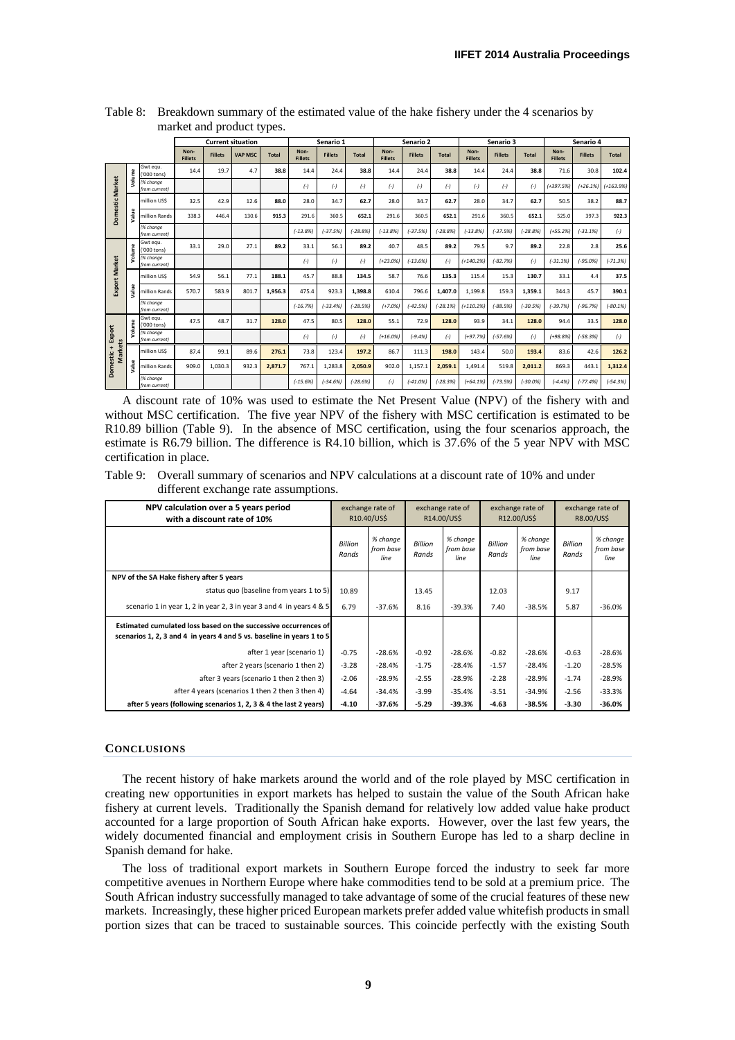Table 8: Breakdown summary of the estimated value of the hake fishery under the 4 scenarios by market and product types.

| | | | Current situation | | | | Senario 1 | | | Senario 2 | | | Senario 3 | | | Senario 4 | | |
|---|---|---|---|---|---|---|---|---|---|---|---|---|---|---|---|---|---|---|
| | | | Non-Fillets | Fillets | VAP MSC | Total | Non-Fillets | Fillets | Total | Non-Fillets | Fillets | Total | Non-Fillets | Fillets | Total | Non-Fillets | Fillets | Total |
| Domestic Market | Volume | Gwt equ. ('000 tons) | 14.4 | 19.7 | 4.7 | **38.8** | 14.4 | 24.4 | **38.8** | 14.4 | 24.4 | **38.8** | 14.4 | 24.4 | **38.8** | 71.6 | 30.8 | **102.4** |
| | | (% change from current) | | | | | (-) | (-) | (-) | (-) | (-) | (-) | (-) | (-) | (-) | (+397.5%) | (+26.1%) | (+163.9%) |
| | Value | million US$ | 32.5 | 42.9 | 12.6 | **88.0** | 28.0 | 34.7 | **62.7** | 28.0 | 34.7 | **62.7** | 28.0 | 34.7 | **62.7** | 50.5 | 38.2 | **88.7** |
| | | million Rands | 338.3 | 446.4 | 130.6 | **915.3** | 291.6 | 360.5 | **652.1** | 291.6 | 360.5 | **652.1** | 291.6 | 360.5 | **652.1** | 525.0 | 397.3 | **922.3** |
| | | (% change from current) | | | | | (-13.8%) | (-37.5%) | (-28.8%) | (-13.8%) | (-37.5%) | (-28.8%) | (-13.8%) | (-37.5%) | (-28.8%) | (+55.2%) | (-31.1%) | (-) |
| Export Market | Volume | Gwt equ. ('000 tons) | 33.1 | 29.0 | 27.1 | **89.2** | 33.1 | 56.1 | **89.2** | 40.7 | 48.5 | **89.2** | 79.5 | 9.7 | **89.2** | 22.8 | 2.8 | **25.6** |
| | | (% change from current) | | | | | (-) | (-) | (-) | (+23.0%) | (-13.6%) | (-) | (+140.2%) | (-82.7%) | (-) | (-31.1%) | (-95.0%) | (-71.3%) |
| | Value | million US$ | 54.9 | 56.1 | 77.1 | **188.1** | 45.7 | 88.8 | **134.5** | 58.7 | 76.6 | **135.3** | 115.4 | 15.3 | **130.7** | 33.1 | 4.4 | **37.5** |
| | | million Rands | 570.7 | 583.9 | 801.7 | **1,956.3** | 475.4 | 923.3 | **1,398.8** | 610.4 | 796.6 | **1,407.0** | 1,199.8 | 159.3 | **1,359.1** | 344.3 | 45.7 | **390.1** |
| | | (% change from current) | | | | | (-16.7%) | (-33.4%) | (-28.5%) | (+7.0%) | (-42.5%) | (-28.1%) | (+110.2%) | (-88.5%) | (-30.5%) | (-39.7%) | (-96.7%) | (-80.1%) |
| Domestic + Export Markets | Volume | Gwt equ. ('000 tons) | 47.5 | 48.7 | 31.7 | **128.0** | 47.5 | 80.5 | **128.0** | 55.1 | 72.9 | **128.0** | 93.9 | 34.1 | **128.0** | 94.4 | 33.5 | **128.0** |
| | | (% change from current) | | | | | (-) | (-) | (-) | (+16.0%) | (-9.4%) | (-) | (+97.7%) | (-57.6%) | (-) | (+98.8%) | (-58.3%) | (-) |
| | Value | million US$ | 87.4 | 99.1 | 89.6 | **276.1** | 73.8 | 123.4 | **197.2** | 86.7 | 111.3 | **198.0** | 143.4 | 50.0 | **193.4** | 83.6 | 42.6 | **126.2** |
| | | million Rands | 909.0 | 1,030.3 | 932.3 | **2,871.7** | 767.1 | 1,283.8 | **2,050.9** | 902.0 | 1,157.1 | **2,059.1** | 1,491.4 | 519.8 | **2,011.2** | 869.3 | 443.1 | **1,312.4** |
| | | (% change from current) | | | | | (-15.6%) | (-34.6%) | (-28.6%) | (-) | (-41.0%) | (-28.3%) | (+64.1%) | (-73.5%) | (-30.0%) | (-4.4%) | (-77.4%) | (-54.3%) |

A discount rate of 10% was used to estimate the Net Present Value (NPV) of the fishery with and without MSC certification. The five year NPV of the fishery with MSC certification is estimated to be R10.89 billion (Table 9). In the absence of MSC certification, using the four scenarios approach, the estimate is R6.79 billion. The difference is R4.10 billion, which is 37.6% of the 5 year NPV with MSC certification in place.

Table 9: Overall summary of scenarios and NPV calculations at a discount rate of 10% and under different exchange rate assumptions.

| NPV calculation over a 5 years period with a discount rate of 10% | exchange rate of R10.40/US$ | | exchange rate of R14.00/US$ | | exchange rate of R12.00/US$ | | exchange rate of R8.00/US$ | |
|---|---|---|---|---|---|---|---|---|
| | *Billion Rands* | *% change from base line* | *Billion Rands* | *% change from base line* | *Billion Rands* | *% change from base line* | *Billion Rands* | *% change from base line* |
| **NPV of the SA Hake fishery after 5 years** | | | | | | | | |
| status quo (baseline from years 1 to 5) | 10.89 | | 13.45 | | 12.03 | | 9.17 | |
| scenario 1 in year 1, 2 in year 2, 3 in year 3 and 4 in years 4 & 5 | 6.79 | -37.6% | 8.16 | -39.3% | 7.40 | -38.5% | 5.87 | -36.0% |
| **Estimated cumulated loss based on the successive occurrences of scenarios 1, 2, 3 and 4 in years 4 and 5 vs. baseline in years 1 to 5** | | | | | | | | |
| after 1 year (scenario 1) | -0.75 | -28.6% | -0.92 | -28.6% | -0.82 | -28.6% | -0.63 | -28.6% |
| after 2 years (scenario 1 then 2) | -3.28 | -28.4% | -1.75 | -28.4% | -1.57 | -28.4% | -1.20 | -28.5% |
| after 3 years (scenario 1 then 2 then 3) | -2.06 | -28.9% | -2.55 | -28.9% | -2.28 | -28.9% | -1.74 | -28.9% |
| after 4 years (scenarios 1 then 2 then 3 then 4) | -4.64 | -34.4% | -3.99 | -35.4% | -3.51 | -34.9% | -2.56 | -33.3% |
| **after 5 years (following scenarios 1, 2, 3 & 4 the last 2 years)** | **-4.10** | **-37.6%** | **-5.29** | **-39.3%** | **-4.63** | **-38.5%** | **-3.30** | **-36.0%** |

## CONCLUSIONS

The recent history of hake markets around the world and of the role played by MSC certification in creating new opportunities in export markets has helped to sustain the value of the South African hake fishery at current levels. Traditionally the Spanish demand for relatively low added value hake product accounted for a large proportion of South African hake exports. However, over the last few years, the widely documented financial and employment crisis in Southern Europe has led to a sharp decline in Spanish demand for hake.

The loss of traditional export markets in Southern Europe forced the industry to seek far more competitive avenues in Northern Europe where hake commodities tend to be sold at a premium price. The South African industry successfully managed to take advantage of some of the crucial features of these new markets. Increasingly, these higher priced European markets prefer added value whitefish products in small portion sizes that can be traced to sustainable sources. This coincide perfectly with the existing South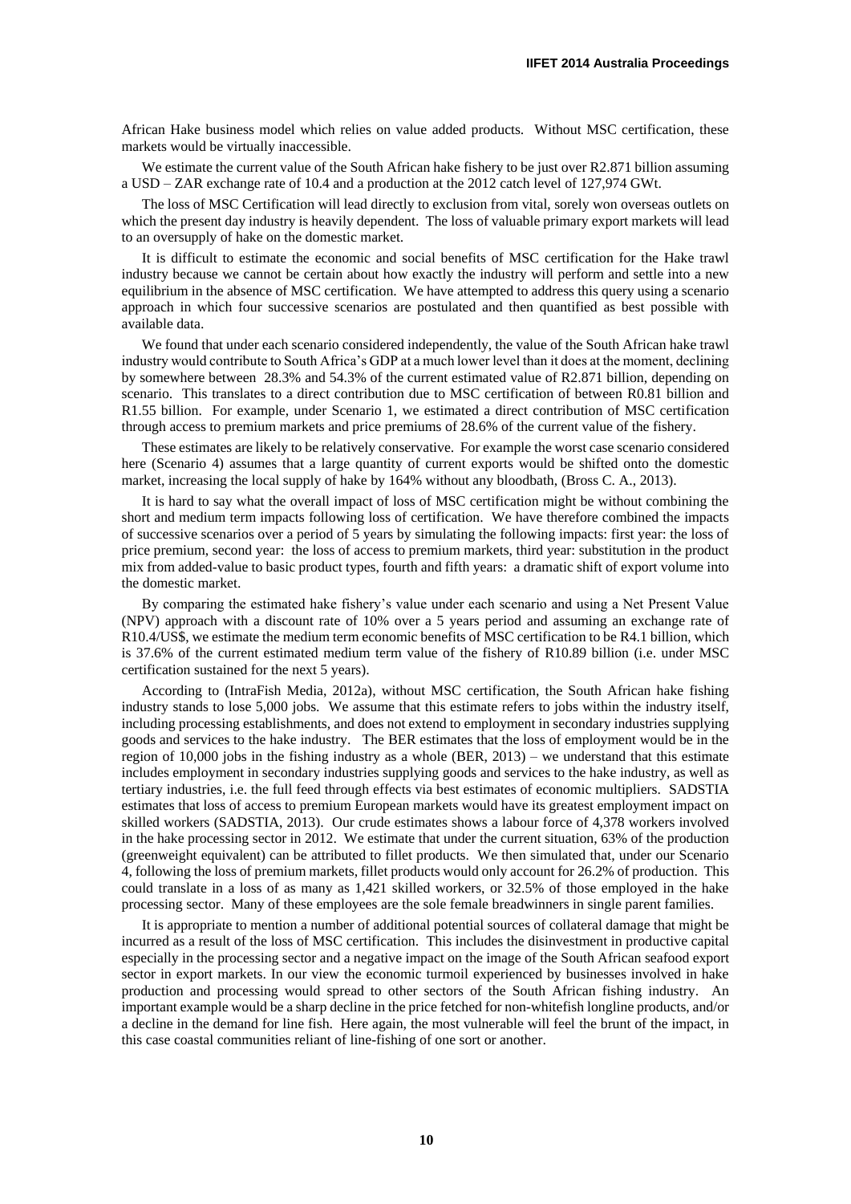African Hake business model which relies on value added products. Without MSC certification, these markets would be virtually inaccessible.

We estimate the current value of the South African hake fishery to be just over R2.871 billion assuming a USD – ZAR exchange rate of 10.4 and a production at the 2012 catch level of 127,974 GWt.

The loss of MSC Certification will lead directly to exclusion from vital, sorely won overseas outlets on which the present day industry is heavily dependent. The loss of valuable primary export markets will lead to an oversupply of hake on the domestic market.

It is difficult to estimate the economic and social benefits of MSC certification for the Hake trawl industry because we cannot be certain about how exactly the industry will perform and settle into a new equilibrium in the absence of MSC certification. We have attempted to address this query using a scenario approach in which four successive scenarios are postulated and then quantified as best possible with available data.

We found that under each scenario considered independently, the value of the South African hake trawl industry would contribute to South Africa's GDP at a much lower level than it does at the moment, declining by somewhere between 28.3% and 54.3% of the current estimated value of R2.871 billion, depending on scenario. This translates to a direct contribution due to MSC certification of between R0.81 billion and R1.55 billion. For example, under Scenario 1, we estimated a direct contribution of MSC certification through access to premium markets and price premiums of 28.6% of the current value of the fishery.

These estimates are likely to be relatively conservative. For example the worst case scenario considered here (Scenario 4) assumes that a large quantity of current exports would be shifted onto the domestic market, increasing the local supply of hake by 164% without any bloodbath, (Bross C. A., 2013).

It is hard to say what the overall impact of loss of MSC certification might be without combining the short and medium term impacts following loss of certification. We have therefore combined the impacts of successive scenarios over a period of 5 years by simulating the following impacts: first year: the loss of price premium, second year: the loss of access to premium markets, third year: substitution in the product mix from added-value to basic product types, fourth and fifth years: a dramatic shift of export volume into the domestic market.

By comparing the estimated hake fishery's value under each scenario and using a Net Present Value (NPV) approach with a discount rate of 10% over a 5 years period and assuming an exchange rate of R10.4/US$, we estimate the medium term economic benefits of MSC certification to be R4.1 billion, which is 37.6% of the current estimated medium term value of the fishery of R10.89 billion (i.e. under MSC certification sustained for the next 5 years).

According to (IntraFish Media, 2012a), without MSC certification, the South African hake fishing industry stands to lose 5,000 jobs. We assume that this estimate refers to jobs within the industry itself, including processing establishments, and does not extend to employment in secondary industries supplying goods and services to the hake industry. The BER estimates that the loss of employment would be in the region of 10,000 jobs in the fishing industry as a whole (BER, 2013) – we understand that this estimate includes employment in secondary industries supplying goods and services to the hake industry, as well as tertiary industries, i.e. the full feed through effects via best estimates of economic multipliers. SADSTIA estimates that loss of access to premium European markets would have its greatest employment impact on skilled workers (SADSTIA, 2013). Our crude estimates shows a labour force of 4,378 workers involved in the hake processing sector in 2012. We estimate that under the current situation, 63% of the production (greenweight equivalent) can be attributed to fillet products. We then simulated that, under our Scenario 4, following the loss of premium markets, fillet products would only account for 26.2% of production. This could translate in a loss of as many as 1,421 skilled workers, or 32.5% of those employed in the hake processing sector. Many of these employees are the sole female breadwinners in single parent families.

It is appropriate to mention a number of additional potential sources of collateral damage that might be incurred as a result of the loss of MSC certification. This includes the disinvestment in productive capital especially in the processing sector and a negative impact on the image of the South African seafood export sector in export markets. In our view the economic turmoil experienced by businesses involved in hake production and processing would spread to other sectors of the South African fishing industry. An important example would be a sharp decline in the price fetched for non-whitefish longline products, and/or a decline in the demand for line fish. Here again, the most vulnerable will feel the brunt of the impact, in this case coastal communities reliant of line-fishing of one sort or another.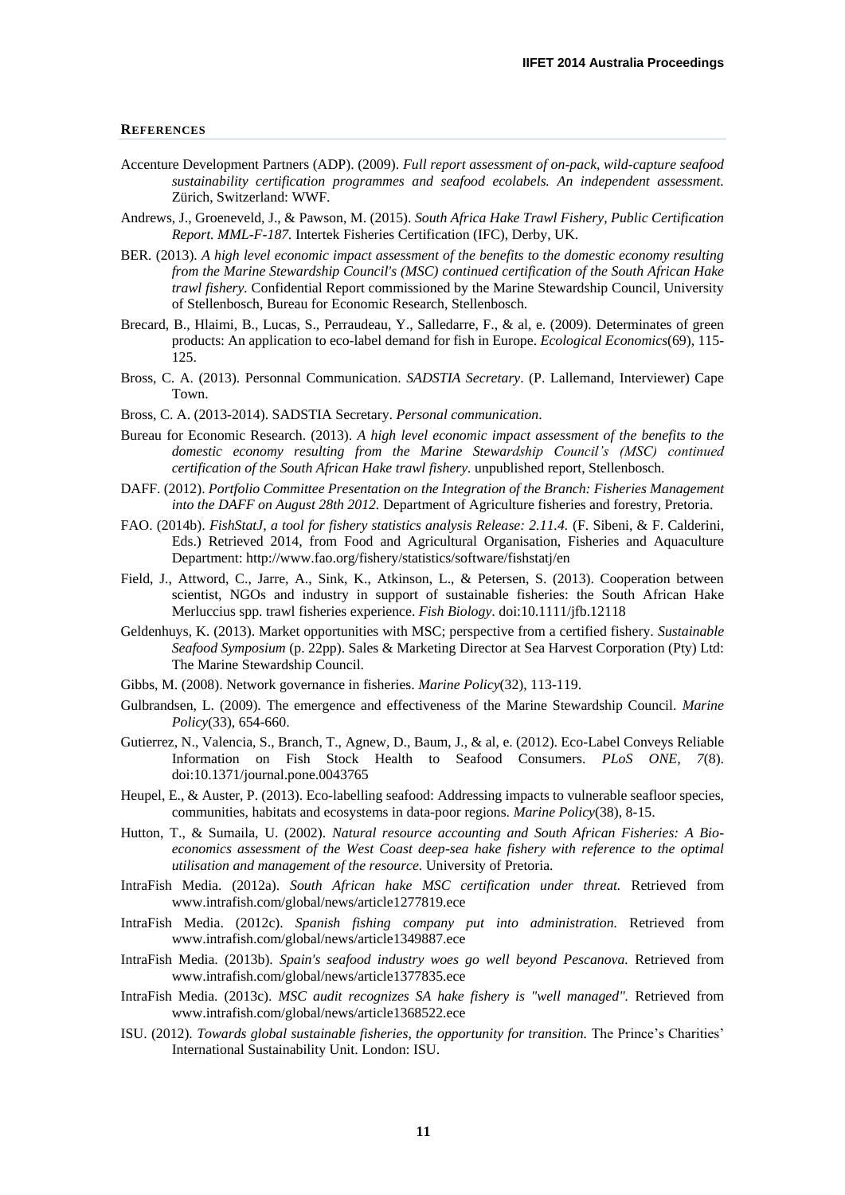## REFERENCES

Accenture Development Partners (ADP). (2009). *Full report assessment of on-pack, wild-capture seafood sustainability certification programmes and seafood ecolabels. An independent assessment.* Zürich, Switzerland: WWF.

Andrews, J., Groeneveld, J., & Pawson, M. (2015). *South Africa Hake Trawl Fishery, Public Certification Report. MML-F-187.* Intertek Fisheries Certification (IFC), Derby, UK.

BER. (2013). *A high level economic impact assessment of the benefits to the domestic economy resulting from the Marine Stewardship Council's (MSC) continued certification of the South African Hake trawl fishery.* Confidential Report commissioned by the Marine Stewardship Council, University of Stellenbosch, Bureau for Economic Research, Stellenbosch.

Brecard, B., Hlaimi, B., Lucas, S., Perraudeau, Y., Salledarre, F., & al, e. (2009). Determinates of green products: An application to eco-label demand for fish in Europe. *Ecological Economics*(69), 115-125.

Bross, C. A. (2013). Personnal Communication. *SADSTIA Secretary*. (P. Lallemand, Interviewer) Cape Town.

Bross, C. A. (2013-2014). SADSTIA Secretary. *Personal communication*.

Bureau for Economic Research. (2013). *A high level economic impact assessment of the benefits to the domestic economy resulting from the Marine Stewardship Council's (MSC) continued certification of the South African Hake trawl fishery.* unpublished report, Stellenbosch.

DAFF. (2012). *Portfolio Committee Presentation on the Integration of the Branch: Fisheries Management into the DAFF on August 28th 2012.* Department of Agriculture fisheries and forestry, Pretoria.

FAO. (2014b). *FishStatJ, a tool for fishery statistics analysis Release: 2.11.4.* (F. Sibeni, & F. Calderini, Eds.) Retrieved 2014, from Food and Agricultural Organisation, Fisheries and Aquaculture Department: http://www.fao.org/fishery/statistics/software/fishstatj/en

Field, J., Attword, C., Jarre, A., Sink, K., Atkinson, L., & Petersen, S. (2013). Cooperation between scientist, NGOs and industry in support of sustainable fisheries: the South African Hake Merluccius spp. trawl fisheries experience. *Fish Biology*. doi:10.1111/jfb.12118

Geldenhuys, K. (2013). Market opportunities with MSC; perspective from a certified fishery. *Sustainable Seafood Symposium* (p. 22pp). Sales & Marketing Director at Sea Harvest Corporation (Pty) Ltd: The Marine Stewardship Council.

Gibbs, M. (2008). Network governance in fisheries. *Marine Policy*(32), 113-119.

Gulbrandsen, L. (2009). The emergence and effectiveness of the Marine Stewardship Council. *Marine Policy*(33), 654-660.

Gutierrez, N., Valencia, S., Branch, T., Agnew, D., Baum, J., & al, e. (2012). Eco-Label Conveys Reliable Information on Fish Stock Health to Seafood Consumers. *PLoS ONE, 7*(8). doi:10.1371/journal.pone.0043765

Heupel, E., & Auster, P. (2013). Eco-labelling seafood: Addressing impacts to vulnerable seafloor species, communities, habitats and ecosystems in data-poor regions. *Marine Policy*(38), 8-15.

Hutton, T., & Sumaila, U. (2002). *Natural resource accounting and South African Fisheries: A Bio-economics assessment of the West Coast deep-sea hake fishery with reference to the optimal utilisation and management of the resource.* University of Pretoria.

IntraFish Media. (2012a). *South African hake MSC certification under threat.* Retrieved from www.intrafish.com/global/news/article1277819.ece

IntraFish Media. (2012c). *Spanish fishing company put into administration.* Retrieved from www.intrafish.com/global/news/article1349887.ece

IntraFish Media. (2013b). *Spain's seafood industry woes go well beyond Pescanova.* Retrieved from www.intrafish.com/global/news/article1377835.ece

IntraFish Media. (2013c). *MSC audit recognizes SA hake fishery is "well managed".* Retrieved from www.intrafish.com/global/news/article1368522.ece

ISU. (2012). *Towards global sustainable fisheries, the opportunity for transition.* The Prince's Charities' International Sustainability Unit. London: ISU.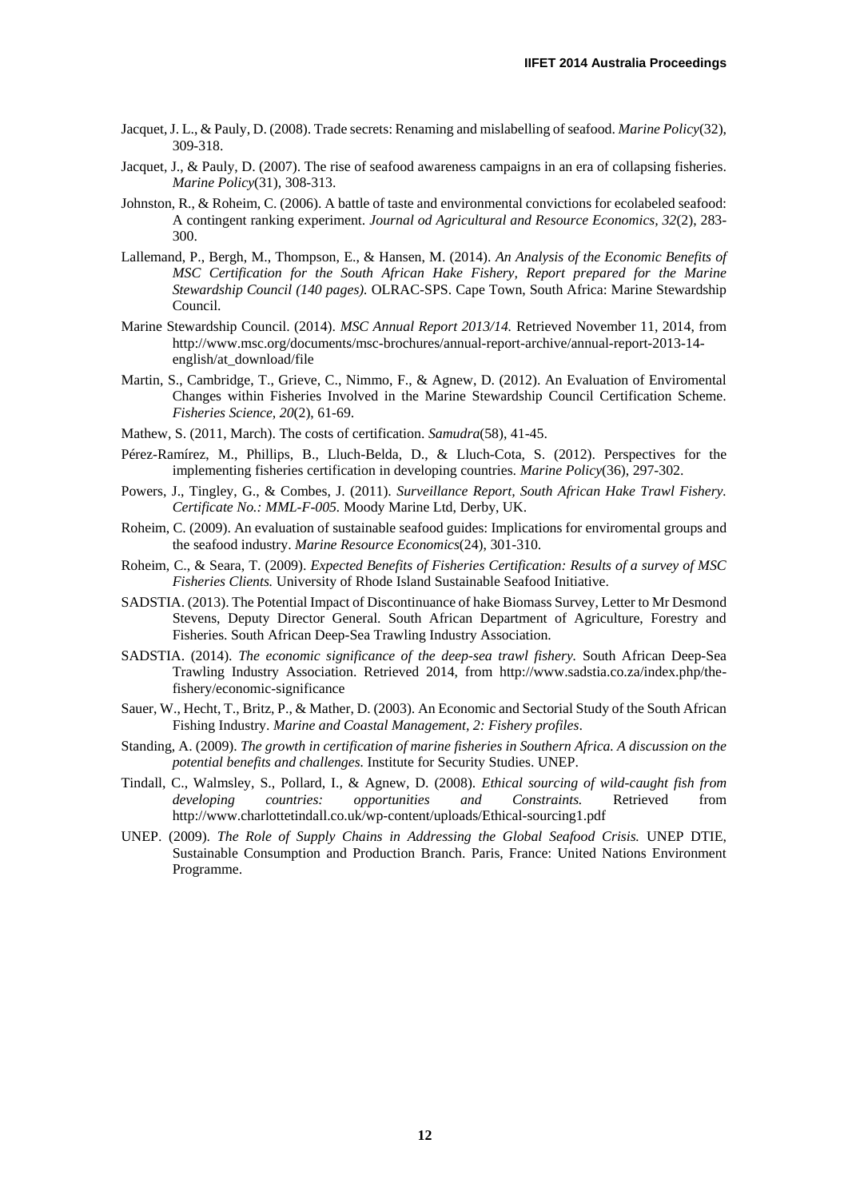Jacquet, J. L., & Pauly, D. (2008). Trade secrets: Renaming and mislabelling of seafood. *Marine Policy*(32), 309-318.

Jacquet, J., & Pauly, D. (2007). The rise of seafood awareness campaigns in an era of collapsing fisheries. *Marine Policy*(31), 308-313.

Johnston, R., & Roheim, C. (2006). A battle of taste and environmental convictions for ecolabeled seafood: A contingent ranking experiment. *Journal od Agricultural and Resource Economics, 32*(2), 283-300.

Lallemand, P., Bergh, M., Thompson, E., & Hansen, M. (2014). *An Analysis of the Economic Benefits of MSC Certification for the South African Hake Fishery, Report prepared for the Marine Stewardship Council (140 pages).* OLRAC-SPS. Cape Town, South Africa: Marine Stewardship Council.

Marine Stewardship Council. (2014). *MSC Annual Report 2013/14.* Retrieved November 11, 2014, from http://www.msc.org/documents/msc-brochures/annual-report-archive/annual-report-2013-14-english/at_download/file

Martin, S., Cambridge, T., Grieve, C., Nimmo, F., & Agnew, D. (2012). An Evaluation of Enviromental Changes within Fisheries Involved in the Marine Stewardship Council Certification Scheme. *Fisheries Science, 20*(2), 61-69.

Mathew, S. (2011, March). The costs of certification. *Samudra*(58), 41-45.

Pérez-Ramírez, M., Phillips, B., Lluch-Belda, D., & Lluch-Cota, S. (2012). Perspectives for the implementing fisheries certification in developing countries. *Marine Policy*(36), 297-302.

Powers, J., Tingley, G., & Combes, J. (2011). *Surveillance Report, South African Hake Trawl Fishery. Certificate No.: MML-F-005.* Moody Marine Ltd, Derby, UK.

Roheim, C. (2009). An evaluation of sustainable seafood guides: Implications for enviromental groups and the seafood industry. *Marine Resource Economics*(24), 301-310.

Roheim, C., & Seara, T. (2009). *Expected Benefits of Fisheries Certification: Results of a survey of MSC Fisheries Clients.* University of Rhode Island Sustainable Seafood Initiative.

SADSTIA. (2013). The Potential Impact of Discontinuance of hake Biomass Survey, Letter to Mr Desmond Stevens, Deputy Director General. South African Department of Agriculture, Forestry and Fisheries. South African Deep-Sea Trawling Industry Association.

SADSTIA. (2014). *The economic significance of the deep-sea trawl fishery.* South African Deep-Sea Trawling Industry Association. Retrieved 2014, from http://www.sadstia.co.za/index.php/the-fishery/economic-significance

Sauer, W., Hecht, T., Britz, P., & Mather, D. (2003). An Economic and Sectorial Study of the South African Fishing Industry. *Marine and Coastal Management, 2: Fishery profiles*.

Standing, A. (2009). *The growth in certification of marine fisheries in Southern Africa. A discussion on the potential benefits and challenges.* Institute for Security Studies. UNEP.

Tindall, C., Walmsley, S., Pollard, I., & Agnew, D. (2008). *Ethical sourcing of wild-caught fish from developing countries: opportunities and Constraints.* Retrieved from http://www.charlottetindall.co.uk/wp-content/uploads/Ethical-sourcing1.pdf

UNEP. (2009). *The Role of Supply Chains in Addressing the Global Seafood Crisis.* UNEP DTIE, Sustainable Consumption and Production Branch. Paris, France: United Nations Environment Programme.